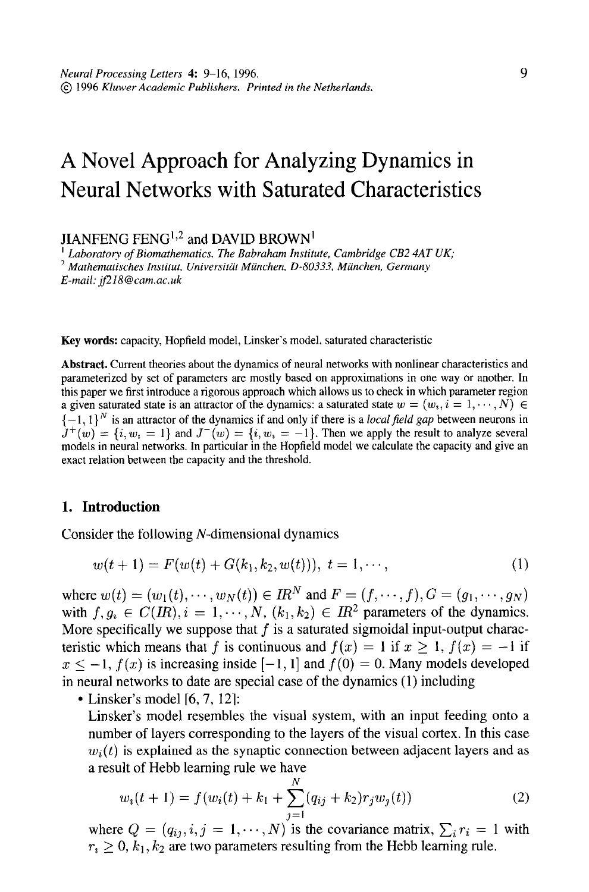# A Novel Approach for Analyzing Dynamics in Neural Networks with Saturated Characteristics

JIANFENG FENG[1,2] and DAVID BROWN[1]

[1] *Laboratory of Biomathematics. The Babraham Institute, Cambridge CB2 4AT UK;*
[2] *Mathematisches Institut, Universität München, D-80333, München, Germany*
*E-mail: jf218@cam.ac.uk*

**Key words:** capacity, Hopfield model, Linsker's model, saturated characteristic

**Abstract.** Current theories about the dynamics of neural networks with nonlinear characteristics and parameterized by set of parameters are mostly based on approximations in one way or another. In this paper we first introduce a rigorous approach which allows us to check in which parameter region a given saturated state is an attractor of the dynamics: a saturated state $w = (w_i, i = 1, \cdots, N) \in \{-1, 1\}^N$ is an attractor of the dynamics if and only if there is a *local field gap* between neurons in $J^+(w) = \{i, w_i = 1\}$ and $J^-(w) = \{i, w_i = -1\}$. Then we apply the result to analyze several models in neural networks. In particular in the Hopfield model we calculate the capacity and give an exact relation between the capacity and the threshold.

## 1. Introduction

Consider the following $N$-dimensional dynamics

$$w(t+1) = F(w(t) + G(k_1, k_2, w(t))), \; t = 1, \cdots, \tag{1}$$

where $w(t) = (w_1(t), \cdots, w_N(t)) \in I\!R^N$ and $F = (f, \cdots, f), G = (g_1, \cdots, g_N)$ with $f, g_i \in C(I\!R), i = 1, \cdots, N$, $(k_1, k_2) \in I\!R^2$ parameters of the dynamics. More specifically we suppose that $f$ is a saturated sigmoidal input-output characteristic which means that $f$ is continuous and $f(x) = 1$ if $x \geq 1$, $f(x) = -1$ if $x \leq -1$, $f(x)$ is increasing inside $[-1, 1]$ and $f(0) = 0$. Many models developed in neural networks to date are special case of the dynamics (1) including

- Linsker's model [6, 7, 12]:
  Linsker's model resembles the visual system, with an input feeding onto a number of layers corresponding to the layers of the visual cortex. In this case $w_i(t)$ is explained as the synaptic connection between adjacent layers and as a result of Hebb learning rule we have

$$w_i(t+1) = f(w_i(t) + k_1 + \sum_{j=1}^{N}(q_{ij} + k_2) r_j w_j(t)) \tag{2}$$

  where $Q = (q_{ij}, i, j = 1, \cdots, N)$ is the covariance matrix, $\sum_i r_i = 1$ with $r_i \geq 0$, $k_1, k_2$ are two parameters resulting from the Hebb learning rule.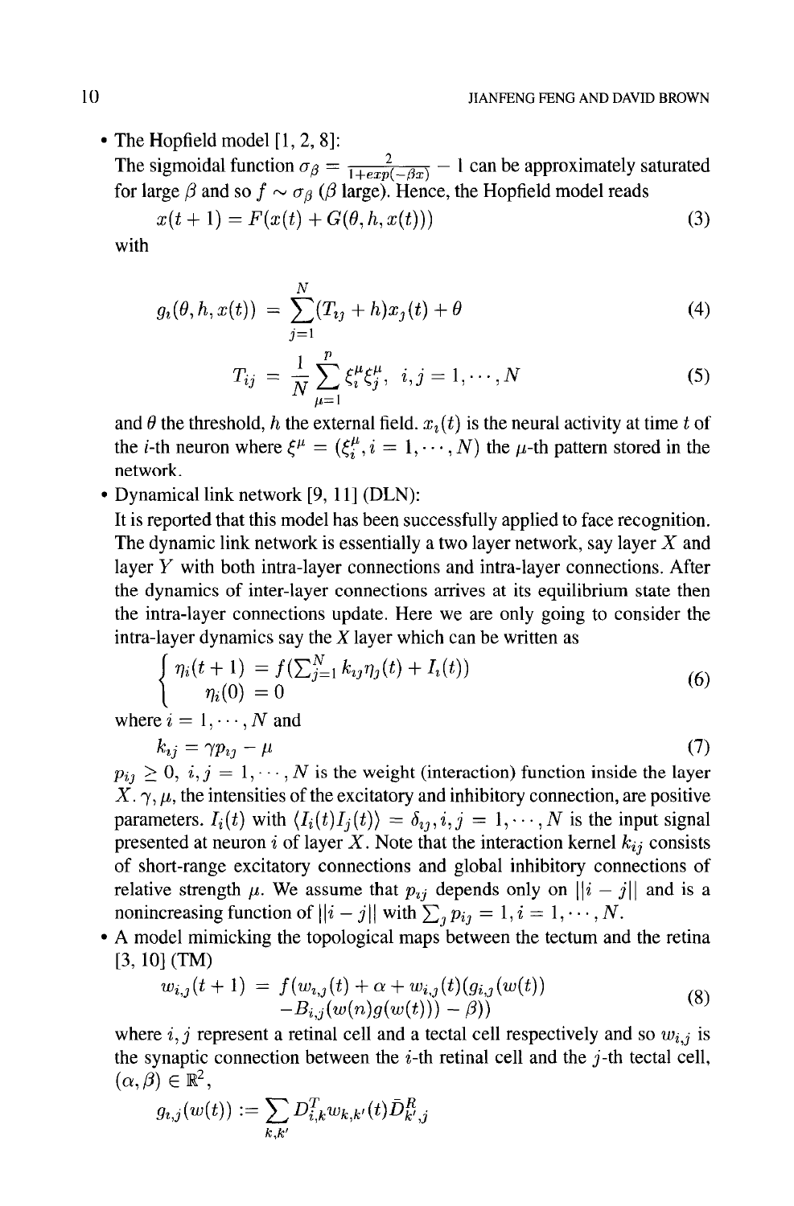- The Hopfield model [1, 2, 8]:
  The sigmoidal function $\sigma_\beta = \frac{2}{1+exp(-\beta x)} - 1$ can be approximately saturated for large $\beta$ and so $f \sim \sigma_\beta$ ($\beta$ large). Hence, the Hopfield model reads

$$x(t+1) = F(x(t) + G(\theta, h, x(t))) \tag{3}$$

  with

$$g_i(\theta, h, x(t)) = \sum_{j=1}^{N} (T_{ij} + h) x_j(t) + \theta \tag{4}$$

$$T_{ij} = \frac{1}{N} \sum_{\mu=1}^{p} \xi_i^\mu \xi_j^\mu, \quad i, j = 1, \cdots, N \tag{5}$$

  and $\theta$ the threshold, $h$ the external field. $x_i(t)$ is the neural activity at time $t$ of the $i$-th neuron where $\xi^\mu = (\xi_i^\mu, i = 1, \cdots, N)$ the $\mu$-th pattern stored in the network.

- Dynamical link network [9, 11] (DLN):
  It is reported that this model has been successfully applied to face recognition. The dynamic link network is essentially a two layer network, say layer $X$ and layer $Y$ with both intra-layer connections and intra-layer connections. After the dynamics of inter-layer connections arrives at its equilibrium state then the intra-layer connections update. Here we are only going to consider the intra-layer dynamics say the $X$ layer which can be written as

$$\begin{cases} \eta_i(t+1) &= f(\sum_{j=1}^{N} k_{ij} \eta_j(t) + I_i(t)) \\ \eta_i(0) &= 0 \end{cases} \tag{6}$$

  where $i = 1, \cdots, N$ and

$$k_{ij} = \gamma p_{ij} - \mu \tag{7}$$

  $p_{ij} \geq 0$, $i, j = 1, \cdots, N$ is the weight (interaction) function inside the layer $X$. $\gamma, \mu$, the intensities of the excitatory and inhibitory connection, are positive parameters. $I_i(t)$ with $\langle I_i(t) I_j(t) \rangle = \delta_{ij}, i, j = 1, \cdots, N$ is the input signal presented at neuron $i$ of layer $X$. Note that the interaction kernel $k_{ij}$ consists of short-range excitatory connections and global inhibitory connections of relative strength $\mu$. We assume that $p_{ij}$ depends only on $||i - j||$ and is a nonincreasing function of $||i - j||$ with $\sum_j p_{ij} = 1, i = 1, \cdots, N$.

- A model mimicking the topological maps between the tectum and the retina [3, 10] (TM)

$$\begin{aligned} w_{i,j}(t+1) &= f(w_{i,j}(t) + \alpha + w_{i,j}(t)(g_{i,j}(w(t)) \\ &\quad - B_{i,j}(w(n) g(w(t))) - \beta)) \end{aligned} \tag{8}$$

  where $i, j$ represent a retinal cell and a tectal cell respectively and so $w_{i,j}$ is the synaptic connection between the $i$-th retinal cell and the $j$-th tectal cell, $(\alpha, \beta) \in \mathbb{R}^2$,

$$g_{i,j}(w(t)) := \sum_{k,k'} D_{i,k}^T w_{k,k'}(t) \bar{D}_{k',j}^R$$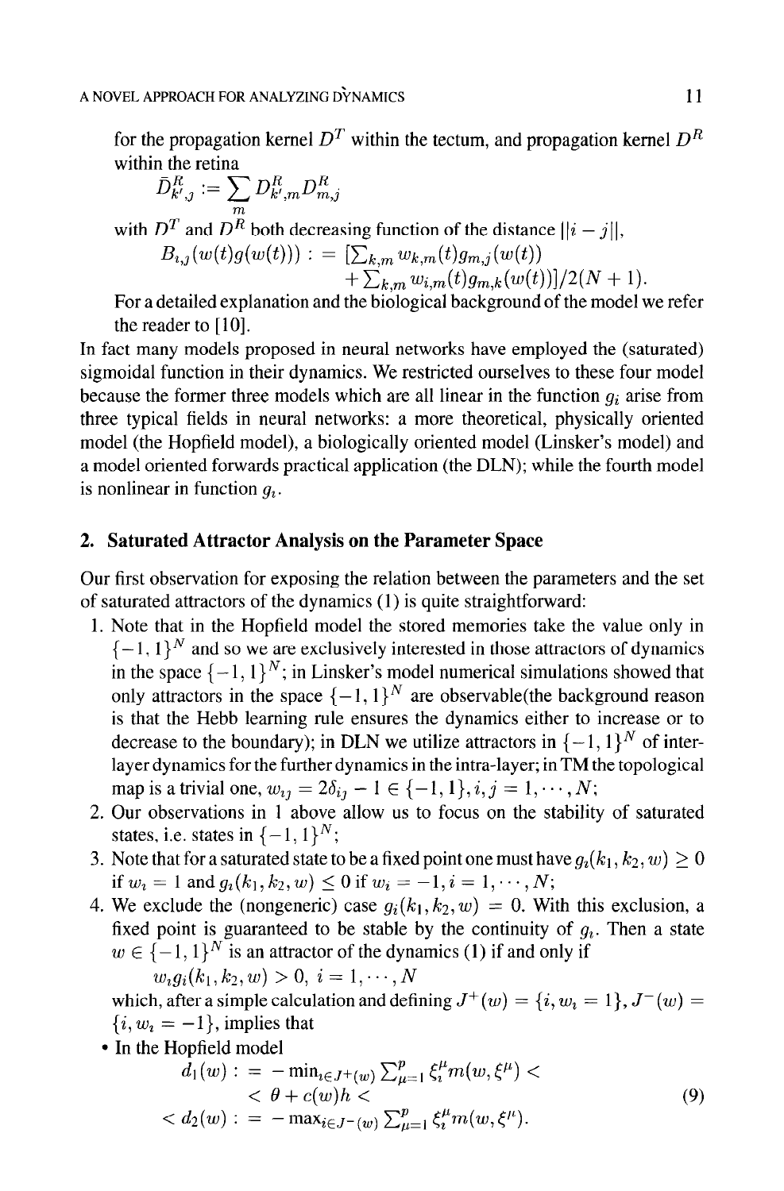for the propagation kernel $D^T$ within the tectum, and propagation kernel $D^R$ within the retina

$$\bar{D}^R_{k',j} := \sum_m D^R_{k',m} D^R_{m,j}$$

with $D^T$ and $D^R$ both decreasing function of the distance $||i - j||$,

$$B_{i,j}(w(t)g(w(t))) : = [\sum_{k,m} w_{k,m}(t) g_{m,j}(w(t)) + \sum_{k,m} w_{i,m}(t) g_{m,k}(w(t))]/2(N+1).$$

For a detailed explanation and the biological background of the model we refer the reader to [10].

In fact many models proposed in neural networks have employed the (saturated) sigmoidal function in their dynamics. We restricted ourselves to these four model because the former three models which are all linear in the function $g_i$ arise from three typical fields in neural networks: a more theoretical, physically oriented model (the Hopfield model), a biologically oriented model (Linsker's model) and a model oriented forwards practical application (the DLN); while the fourth model is nonlinear in function $g_i$.

## 2. Saturated Attractor Analysis on the Parameter Space

Our first observation for exposing the relation between the parameters and the set of saturated attractors of the dynamics (1) is quite straightforward:

1. Note that in the Hopfield model the stored memories take the value only in $\{-1, 1\}^N$ and so we are exclusively interested in those attractors of dynamics in the space $\{-1, 1\}^N$; in Linsker's model numerical simulations showed that only attractors in the space $\{-1, 1\}^N$ are observable(the background reason is that the Hebb learning rule ensures the dynamics either to increase or to decrease to the boundary); in DLN we utilize attractors in $\{-1, 1\}^N$ of inter-layer dynamics for the further dynamics in the intra-layer; in TM the topological map is a trivial one, $w_{ij} = 2\delta_{ij} - 1 \in \{-1, 1\}, i, j = 1, \cdots, N$;
2. Our observations in 1 above allow us to focus on the stability of saturated states, i.e. states in $\{-1, 1\}^N$;
3. Note that for a saturated state to be a fixed point one must have $g_i(k_1, k_2, w) \geq 0$ if $w_i = 1$ and $g_i(k_1, k_2, w) \leq 0$ if $w_i = -1, i = 1, \cdots, N$;
4. We exclude the (nongeneric) case $g_i(k_1, k_2, w) = 0$. With this exclusion, a fixed point is guaranteed to be stable by the continuity of $g_i$. Then a state $w \in \{-1, 1\}^N$ is an attractor of the dynamics (1) if and only if

   $$w_i g_i(k_1, k_2, w) > 0, \ i = 1, \cdots, N$$

   which, after a simple calculation and defining $J^+(w) = \{i, w_i = 1\}, J^-(w) = \{i, w_i = -1\}$, implies that

- In the Hopfield model

$$\begin{aligned} d_1(w) : &= -\min_{i \in J^+(w)} \sum_{\mu=1}^p \xi_i^\mu m(w, \xi^\mu) < \\ &< \theta + c(w)h < \\ < d_2(w) : &= -\max_{i \in J^-(w)} \sum_{\mu=1}^p \xi_i^\mu m(w, \xi^\mu). \end{aligned} \tag{9}$$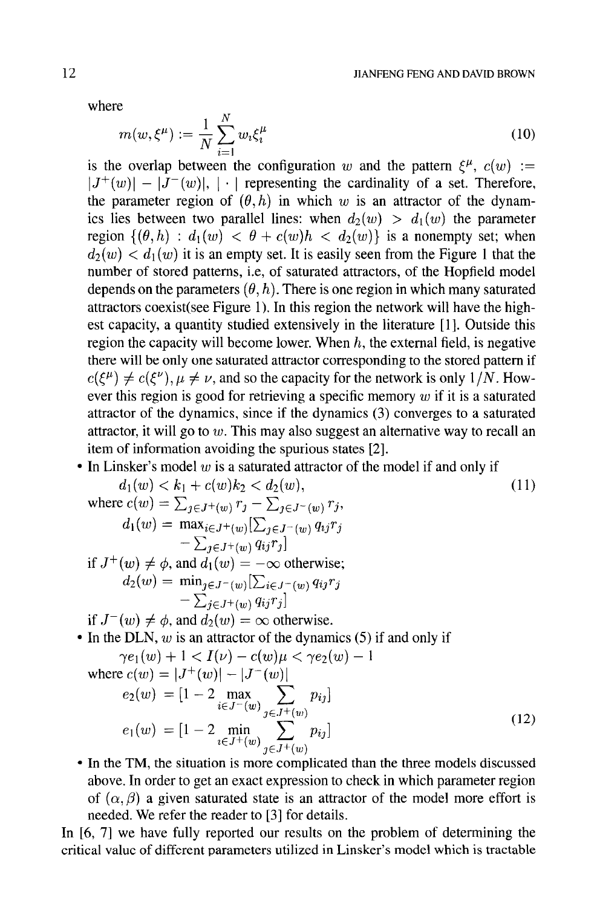where

$$m(w, \xi^\mu) := \frac{1}{N}\sum_{i=1}^{N} w_i \xi_i^\mu \tag{10}$$

is the overlap between the configuration $w$ and the pattern $\xi^\mu$, $c(w) := |J^+(w)| - |J^-(w)|$, $|\cdot|$ representing the cardinality of a set. Therefore, the parameter region of $(\theta, h)$ in which $w$ is an attractor of the dynamics lies between two parallel lines: when $d_2(w) > d_1(w)$ the parameter region $\{(\theta, h) : d_1(w) < \theta + c(w)h < d_2(w)\}$ is a nonempty set; when $d_2(w) < d_1(w)$ it is an empty set. It is easily seen from the Figure 1 that the number of stored patterns, i.e, of saturated attractors, of the Hopfield model depends on the parameters $(\theta, h)$. There is one region in which many saturated attractors coexist(see Figure 1). In this region the network will have the highest capacity, a quantity studied extensively in the literature [1]. Outside this region the capacity will become lower. When $h$, the external field, is negative there will be only one saturated attractor corresponding to the stored pattern if $c(\xi^\mu) \neq c(\xi^\nu), \mu \neq \nu$, and so the capacity for the network is only $1/N$. However this region is good for retrieving a specific memory $w$ if it is a saturated attractor of the dynamics, since if the dynamics (3) converges to a saturated attractor, it will go to $w$. This may also suggest an alternative way to recall an item of information avoiding the spurious states [2].

- In Linsker's model $w$ is a saturated attractor of the model if and only if

$$d_1(w) < k_1 + c(w)k_2 < d_2(w), \tag{11}$$

where $c(w) = \sum_{j \in J^+(w)} r_j - \sum_{j \in J^-(w)} r_j$,

$d_1(w) = \max_{i \in J^+(w)}[\sum_{j \in J^-(w)} q_{ij} r_j - \sum_{j \in J^+(w)} q_{ij} r_j]$

if $J^+(w) \neq \phi$, and $d_1(w) = -\infty$ otherwise;

$d_2(w) = \min_{j \in J^-(w)}[\sum_{i \in J^-(w)} q_{ij} r_j - \sum_{j \in J^+(w)} q_{ij} r_j]$

if $J^-(w) \neq \phi$, and $d_2(w) = \infty$ otherwise.

- In the DLN, $w$ is an attractor of the dynamics (5) if and only if

$$\gamma e_1(w) + 1 < I(\nu) - c(w)\mu < \gamma e_2(w) - 1$$

where $c(w) = |J^+(w)| - |J^-(w)|$

$$e_2(w) = [1 - 2 \max_{i \in J^-(w)} \sum_{j \in J^+(w)} p_{ij}]$$
$$e_1(w) = [1 - 2 \min_{i \in J^+(w)} \sum_{j \in J^+(w)} p_{ij}] \tag{12}$$

- In the TM, the situation is more complicated than the three models discussed above. In order to get an exact expression to check in which parameter region of $(\alpha, \beta)$ a given saturated state is an attractor of the model more effort is needed. We refer the reader to [3] for details.

In [6, 7] we have fully reported our results on the problem of determining the critical value of different parameters utilized in Linsker's model which is tractable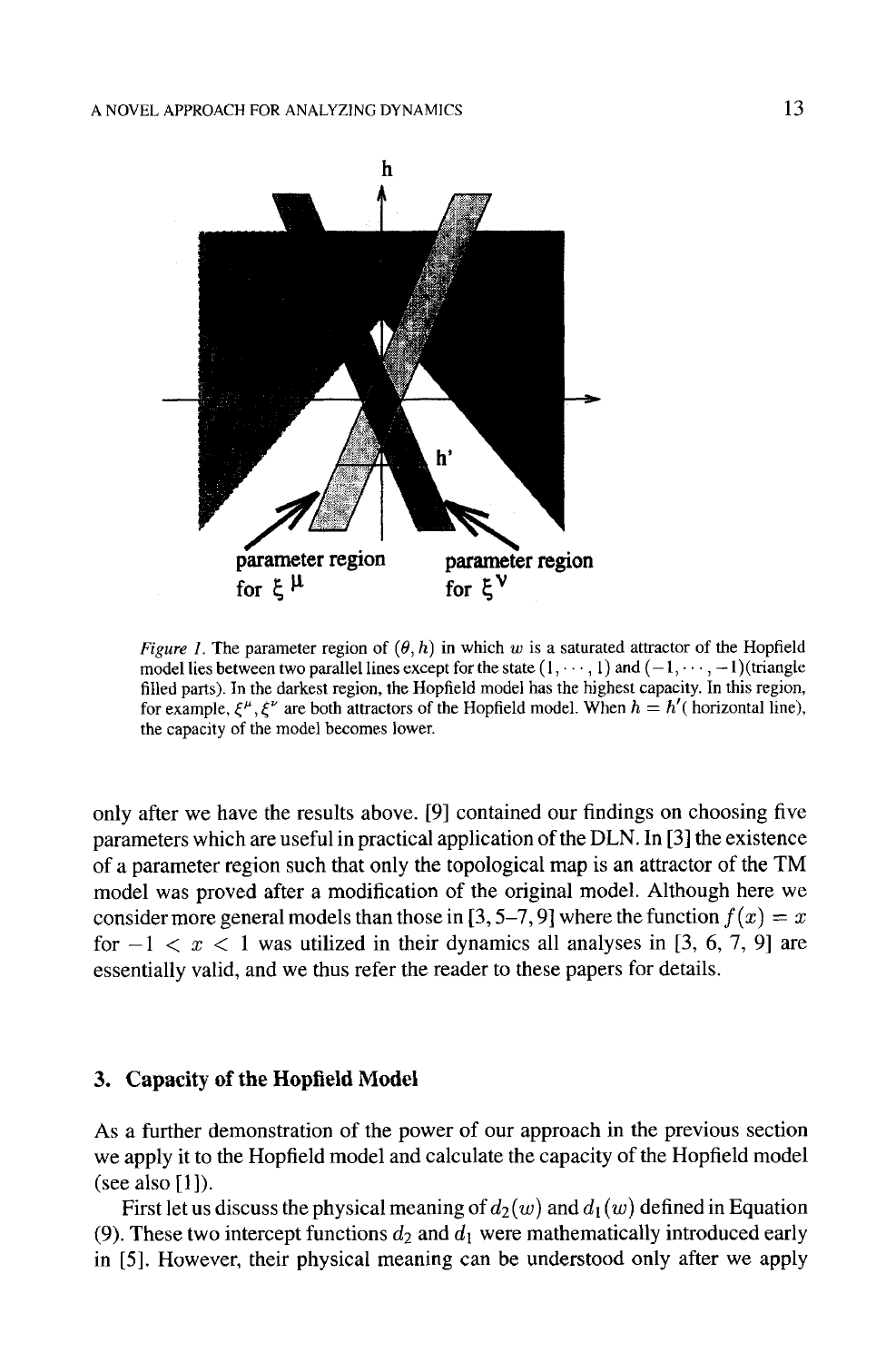*Figure 1.* The parameter region of $(\theta, h)$ in which $w$ is a saturated attractor of the Hopfield model lies between two parallel lines except for the state $(1, \cdots, 1)$ and $(-1, \cdots, -1)$(triangle filled parts). In the darkest region, the Hopfield model has the highest capacity. In this region, for example, $\xi^{\mu}, \xi^{\nu}$ are both attractors of the Hopfield model. When $h = h'$( horizontal line), the capacity of the model becomes lower.

only after we have the results above. [9] contained our findings on choosing five parameters which are useful in practical application of the DLN. In [3] the existence of a parameter region such that only the topological map is an attractor of the TM model was proved after a modification of the original model. Although here we consider more general models than those in [3, 5–7, 9] where the function $f(x) = x$ for $-1 < x < 1$ was utilized in their dynamics all analyses in [3, 6, 7, 9] are essentially valid, and we thus refer the reader to these papers for details.

## 3. Capacity of the Hopfield Model

As a further demonstration of the power of our approach in the previous section we apply it to the Hopfield model and calculate the capacity of the Hopfield model (see also [1]).

First let us discuss the physical meaning of $d_2(w)$ and $d_1(w)$ defined in Equation (9). These two intercept functions $d_2$ and $d_1$ were mathematically introduced early in [5]. However, their physical meaning can be understood only after we apply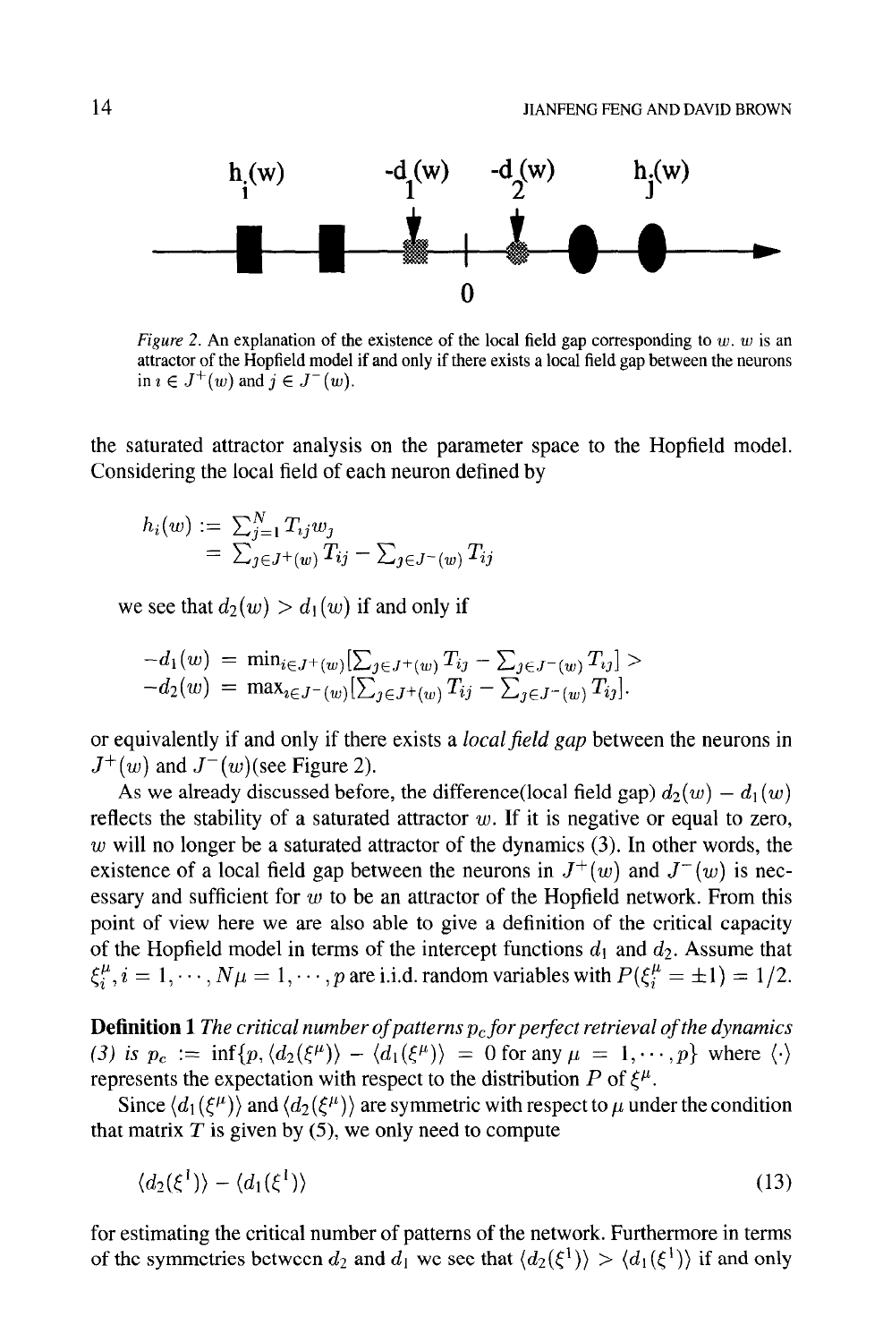Figure 2. An explanation of the existence of the local field gap corresponding to $w$. $w$ is an attractor of the Hopfield model if and only if there exists a local field gap between the neurons in $i \in J^+(w)$ and $j \in J^-(w)$.

the saturated attractor analysis on the parameter space to the Hopfield model. Considering the local field of each neuron defined by

$$\begin{aligned} h_i(w) &:= \sum_{j=1}^N T_{ij} w_j \\ &= \sum_{j \in J^+(w)} T_{ij} - \sum_{j \in J^-(w)} T_{ij} \end{aligned}$$

we see that $d_2(w) > d_1(w)$ if and only if

$$\begin{aligned} -d_1(w) &= \min_{i \in J^+(w)} [\sum_{j \in J^+(w)} T_{ij} - \sum_{j \in J^-(w)} T_{ij}] > \\ -d_2(w) &= \max_{i \in J^-(w)} [\sum_{j \in J^+(w)} T_{ij} - \sum_{j \in J^-(w)} T_{ij}]. \end{aligned}$$

or equivalently if and only if there exists a *local field gap* between the neurons in $J^+(w)$ and $J^-(w)$(see Figure 2).

As we already discussed before, the difference(local field gap) $d_2(w) - d_1(w)$ reflects the stability of a saturated attractor $w$. If it is negative or equal to zero, $w$ will no longer be a saturated attractor of the dynamics (3). In other words, the existence of a local field gap between the neurons in $J^+(w)$ and $J^-(w)$ is necessary and sufficient for $w$ to be an attractor of the Hopfield network. From this point of view here we are also able to give a definition of the critical capacity of the Hopfield model in terms of the intercept functions $d_1$ and $d_2$. Assume that $\xi_i^\mu, i = 1, \cdots, N \mu = 1, \cdots, p$ are i.i.d. random variables with $P(\xi_i^\mu = \pm 1) = 1/2$.

**Definition 1** *The critical number of patterns $p_c$ for perfect retrieval of the dynamics (3) is* $p_c := \inf\{p, \langle d_2(\xi^\mu)\rangle - \langle d_1(\xi^\mu)\rangle = 0 \text{ for any } \mu = 1, \cdots, p\}$ where $\langle\cdot\rangle$ represents the expectation with respect to the distribution $P$ of $\xi^\mu$.

Since $\langle d_1(\xi^\mu)\rangle$ and $\langle d_2(\xi^\mu)\rangle$ are symmetric with respect to $\mu$ under the condition that matrix $T$ is given by (5), we only need to compute

$$\langle d_2(\xi^1)\rangle - \langle d_1(\xi^1)\rangle \tag{13}$$

for estimating the critical number of patterns of the network. Furthermore in terms of the symmetries between $d_2$ and $d_1$ we see that $\langle d_2(\xi^1)\rangle > \langle d_1(\xi^1)\rangle$ if and only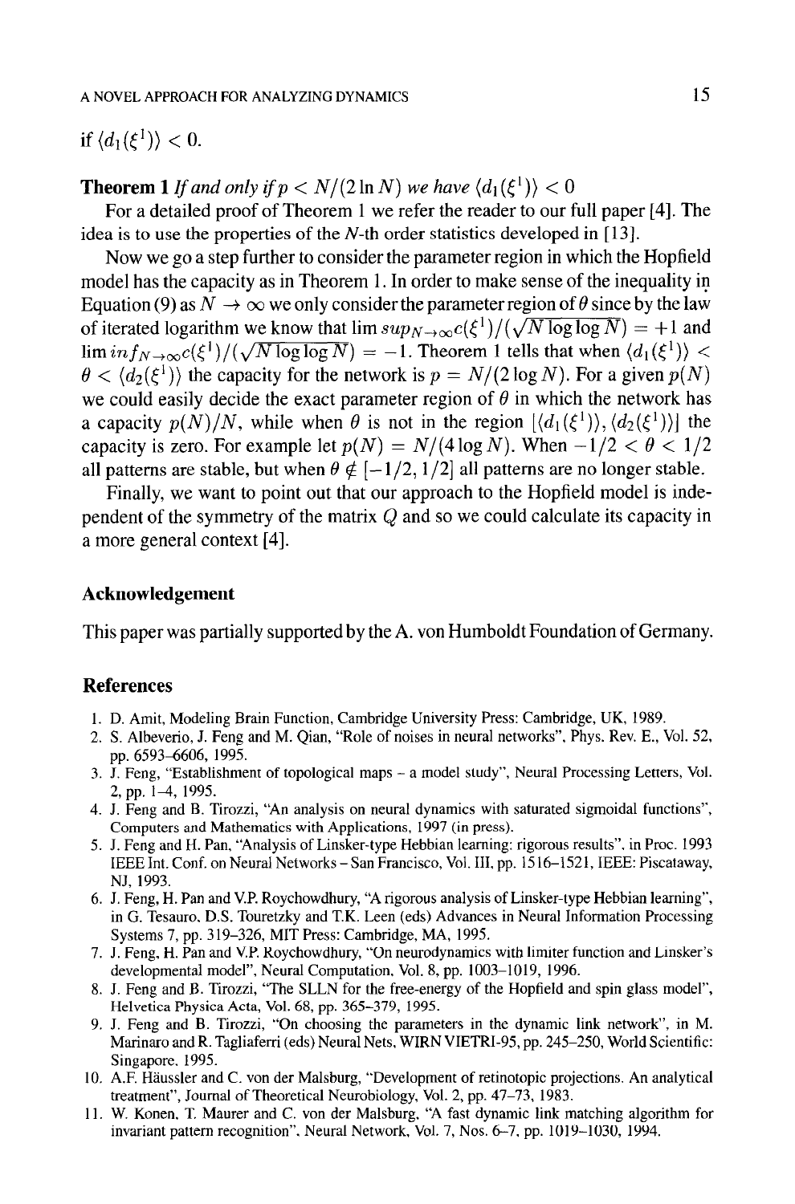if $\langle d_1(\xi^1)\rangle < 0$.

**Theorem 1** *If and only if $p < N/(2 \ln N)$ we have $\langle d_1(\xi^1)\rangle < 0$*

For a detailed proof of Theorem 1 we refer the reader to our full paper [4]. The idea is to use the properties of the $N$-th order statistics developed in [13].

Now we go a step further to consider the parameter region in which the Hopfield model has the capacity as in Theorem 1. In order to make sense of the inequality in Equation (9) as $N \to \infty$ we only consider the parameter region of $\theta$ since by the law of iterated logarithm we know that $\lim sup_{N\to\infty} c(\xi^1)/(\sqrt{N \log\log N}) = +1$ and $\lim inf_{N\to\infty} c(\xi^1)/(\sqrt{N \log\log N}) = -1$. Theorem 1 tells that when $\langle d_1(\xi^1)\rangle < \theta < \langle d_2(\xi^1)\rangle$ the capacity for the network is $p = N/(2 \log N)$. For a given $p(N)$ we could easily decide the exact parameter region of $\theta$ in which the network has a capacity $p(N)/N$, while when $\theta$ is not in the region $[\langle d_1(\xi^1)\rangle, \langle d_2(\xi^1)\rangle]$ the capacity is zero. For example let $p(N) = N/(4 \log N)$. When $-1/2 < \theta < 1/2$ all patterns are stable, but when $\theta \notin [-1/2, 1/2]$ all patterns are no longer stable.

Finally, we want to point out that our approach to the Hopfield model is independent of the symmetry of the matrix $Q$ and so we could calculate its capacity in a more general context [4].

## Acknowledgement

This paper was partially supported by the A. von Humboldt Foundation of Germany.

## References

1. D. Amit, Modeling Brain Function, Cambridge University Press: Cambridge, UK, 1989.
2. S. Albeverio, J. Feng and M. Qian, "Role of noises in neural networks", Phys. Rev. E., Vol. 52, pp. 6593–6606, 1995.
3. J. Feng, "Establishment of topological maps – a model study", Neural Processing Letters, Vol. 2, pp. 1–4, 1995.
4. J. Feng and B. Tirozzi, "An analysis on neural dynamics with saturated sigmoidal functions", Computers and Mathematics with Applications, 1997 (in press).
5. J. Feng and H. Pan, "Analysis of Linsker-type Hebbian learning: rigorous results", in Proc. 1993 IEEE Int. Conf. on Neural Networks – San Francisco, Vol. III, pp. 1516–1521, IEEE: Piscataway, NJ, 1993.
6. J. Feng, H. Pan and V.P. Roychowdhury, "A rigorous analysis of Linsker-type Hebbian learning", in G. Tesauro, D.S. Touretzky and T.K. Leen (eds) Advances in Neural Information Processing Systems 7, pp. 319–326, MIT Press: Cambridge, MA, 1995.
7. J. Feng, H. Pan and V.P. Roychowdhury, "On neurodynamics with limiter function and Linsker's developmental model", Neural Computation, Vol. 8, pp. 1003–1019, 1996.
8. J. Feng and B. Tirozzi, "The SLLN for the free-energy of the Hopfield and spin glass model", Helvetica Physica Acta, Vol. 68, pp. 365–379, 1995.
9. J. Feng and B. Tirozzi, "On choosing the parameters in the dynamic link network", in M. Marinaro and R. Tagliaferri (eds) Neural Nets, WIRN VIETRI-95, pp. 245–250, World Scientific: Singapore, 1995.
10. A.F. Häussler and C. von der Malsburg, "Development of retinotopic projections. An analytical treatment", Journal of Theoretical Neurobiology, Vol. 2, pp. 47–73, 1983.
11. W. Konen, T. Maurer and C. von der Malsburg, "A fast dynamic link matching algorithm for invariant pattern recognition", Neural Network, Vol. 7, Nos. 6–7, pp. 1019–1030, 1994.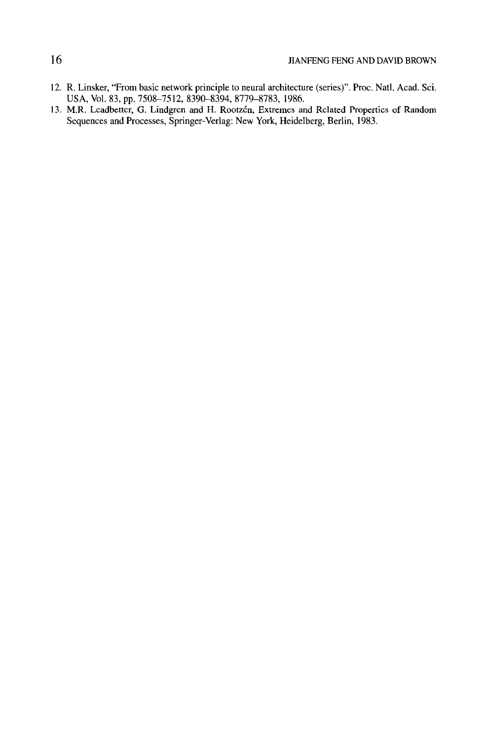12. R. Linsker, "From basic network principle to neural architecture (series)". Proc. Natl. Acad. Sci. USA, Vol. 83, pp. 7508–7512, 8390–8394, 8779–8783, 1986.
13. M.R. Leadbetter, G. Lindgren and H. Rootzén, Extremes and Related Properties of Random Sequences and Processes, Springer-Verlag: New York, Heidelberg, Berlin, 1983.